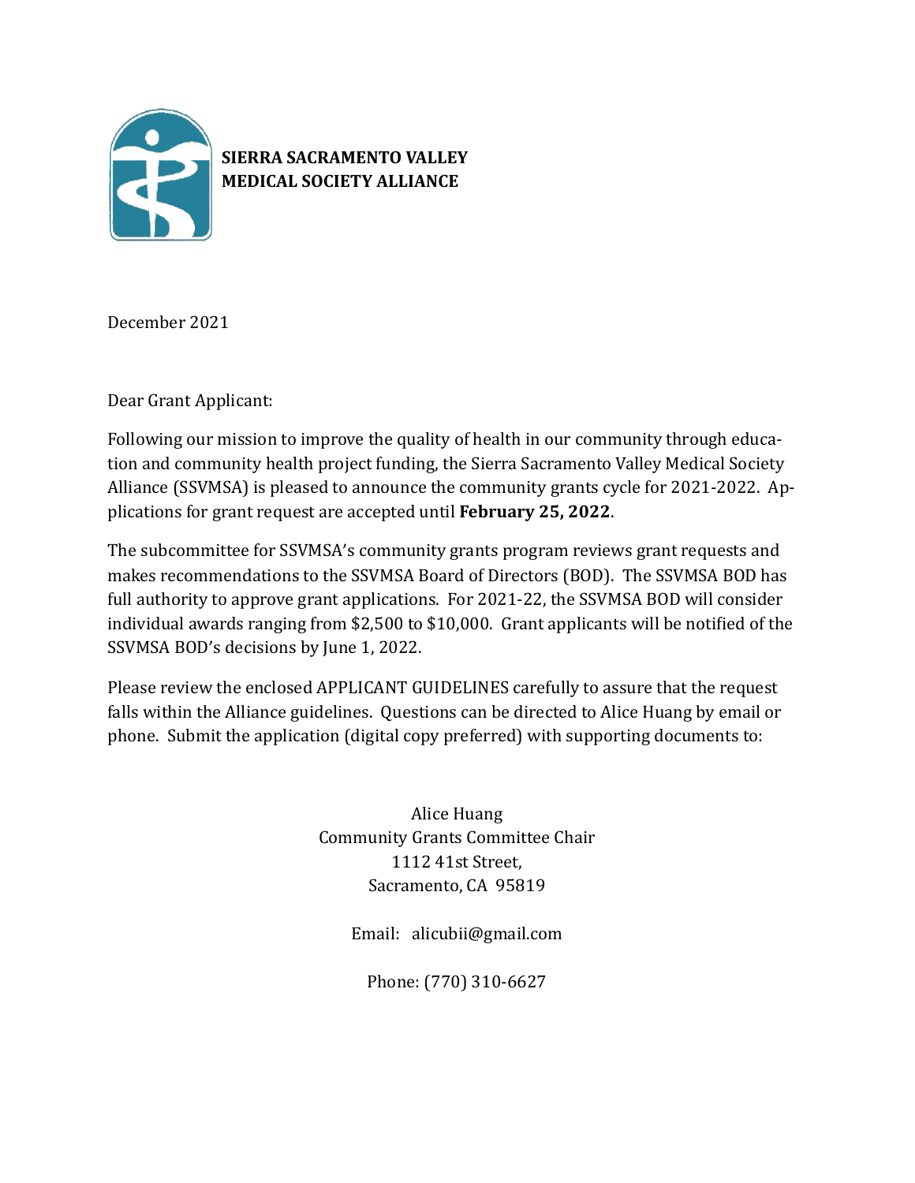**SIERRA SACRAMENTO VALLEY**
**MEDICAL SOCIETY ALLIANCE**

December 2021

Dear Grant Applicant:

Following our mission to improve the quality of health in our community through education and community health project funding, the Sierra Sacramento Valley Medical Society Alliance (SSVMSA) is pleased to announce the community grants cycle for 2021-2022. Applications for grant request are accepted until **February 25, 2022**.

The subcommittee for SSVMSA's community grants program reviews grant requests and makes recommendations to the SSVMSA Board of Directors (BOD). The SSVMSA BOD has full authority to approve grant applications. For 2021-22, the SSVMSA BOD will consider individual awards ranging from $2,500 to $10,000. Grant applicants will be notified of the SSVMSA BOD's decisions by June 1, 2022.

Please review the enclosed APPLICANT GUIDELINES carefully to assure that the request falls within the Alliance guidelines. Questions can be directed to Alice Huang by email or phone. Submit the application (digital copy preferred) with supporting documents to:

Alice Huang
Community Grants Committee Chair
1112 41st Street,
Sacramento, CA 95819

Email: alicubii@gmail.com

Phone: (770) 310-6627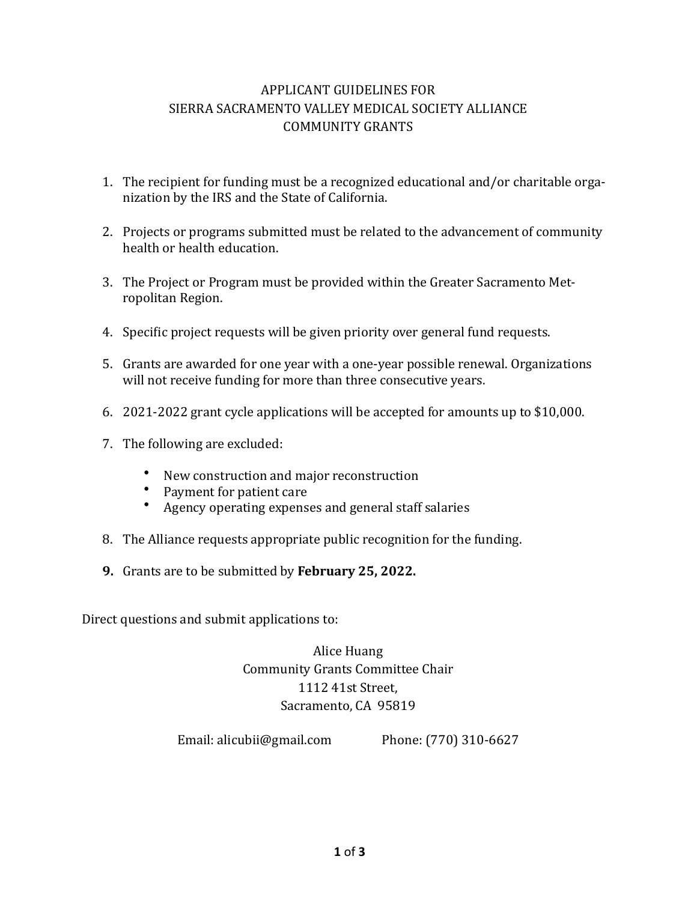# APPLICANT GUIDELINES FOR
# SIERRA SACRAMENTO VALLEY MEDICAL SOCIETY ALLIANCE
# COMMUNITY GRANTS

1. The recipient for funding must be a recognized educational and/or charitable organization by the IRS and the State of California.

2. Projects or programs submitted must be related to the advancement of community health or health education.

3. The Project or Program must be provided within the Greater Sacramento Metropolitan Region.

4. Specific project requests will be given priority over general fund requests.

5. Grants are awarded for one year with a one-year possible renewal. Organizations will not receive funding for more than three consecutive years.

6. 2021-2022 grant cycle applications will be accepted for amounts up to $10,000.

7. The following are excluded:

   - New construction and major reconstruction
   - Payment for patient care
   - Agency operating expenses and general staff salaries

8. The Alliance requests appropriate public recognition for the funding.

9. Grants are to be submitted by **February 25, 2022.**

Direct questions and submit applications to:

Alice Huang
Community Grants Committee Chair
1112 41st Street,
Sacramento, CA 95819

Email: alicubii@gmail.com Phone: (770) 310-6627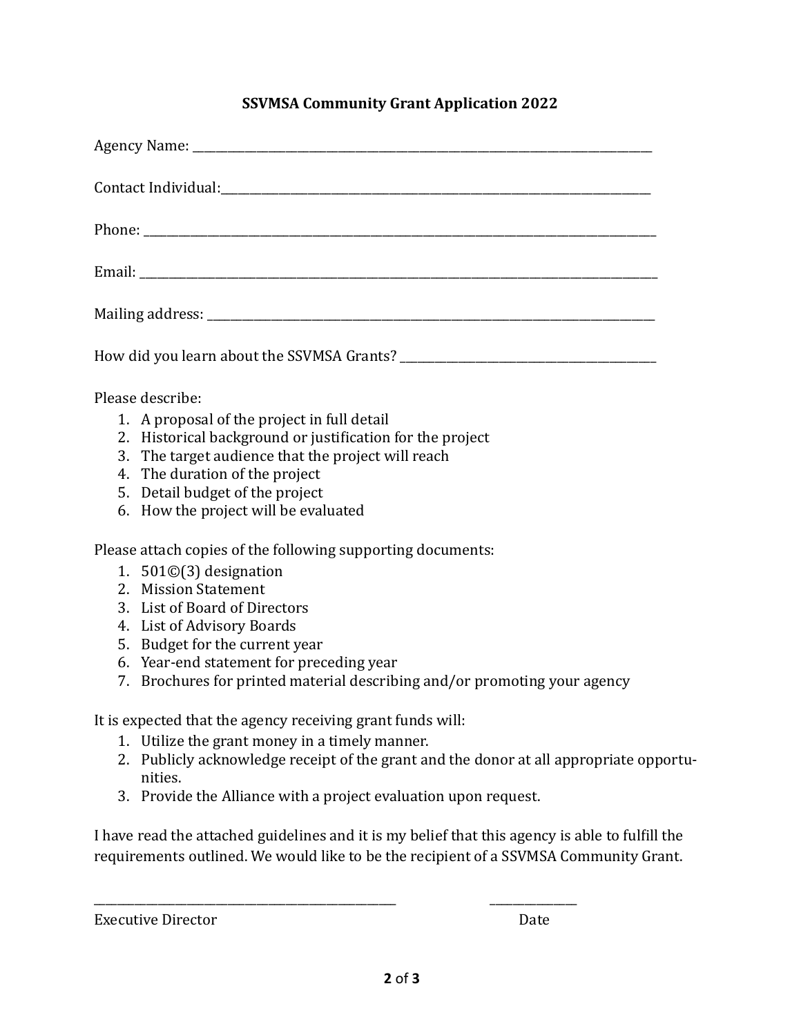## SSVMSA Community Grant Application 2022

Agency Name: ______________________________________________

Contact Individual: ______________________________________________

Phone: ______________________________________________

Email: ______________________________________________

Mailing address: ______________________________________________

How did you learn about the SSVMSA Grants? ______________________________

Please describe:

1. A proposal of the project in full detail
2. Historical background or justification for the project
3. The target audience that the project will reach
4. The duration of the project
5. Detail budget of the project
6. How the project will be evaluated

Please attach copies of the following supporting documents:

1. 501©(3) designation
2. Mission Statement
3. List of Board of Directors
4. List of Advisory Boards
5. Budget for the current year
6. Year-end statement for preceding year
7. Brochures for printed material describing and/or promoting your agency

It is expected that the agency receiving grant funds will:

1. Utilize the grant money in a timely manner.
2. Publicly acknowledge receipt of the grant and the donor at all appropriate opportunities.
3. Provide the Alliance with a project evaluation upon request.

I have read the attached guidelines and it is my belief that this agency is able to fulfill the requirements outlined. We would like to be the recipient of a SSVMSA Community Grant.

______________________________ ______________

Executive Director Date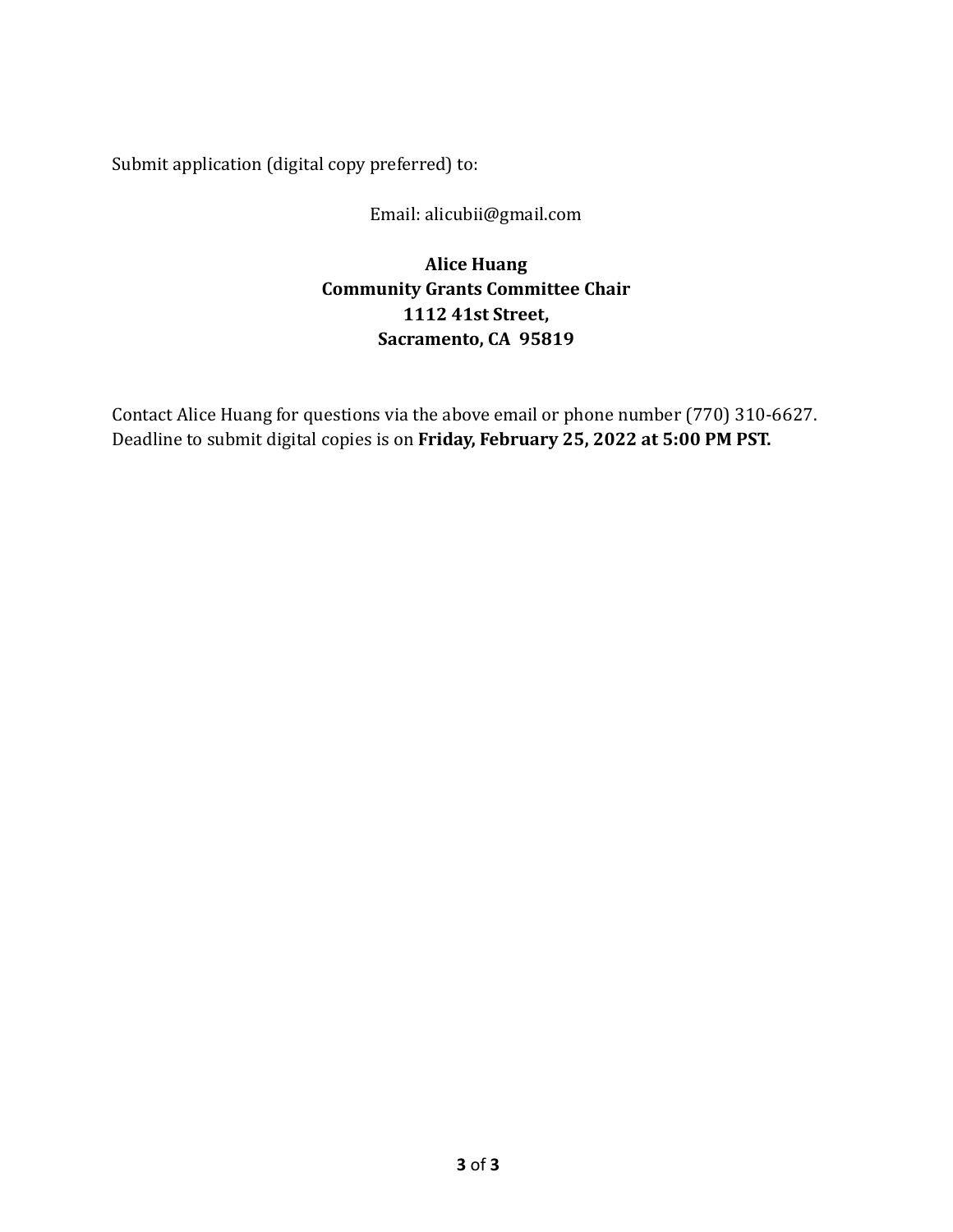Submit application (digital copy preferred) to:

Email: alicubii@gmail.com

**Alice Huang**
**Community Grants Committee Chair**
**1112 41st Street,**
**Sacramento, CA 95819**

Contact Alice Huang for questions via the above email or phone number (770) 310-6627.
Deadline to submit digital copies is on **Friday, February 25, 2022 at 5:00 PM PST.**